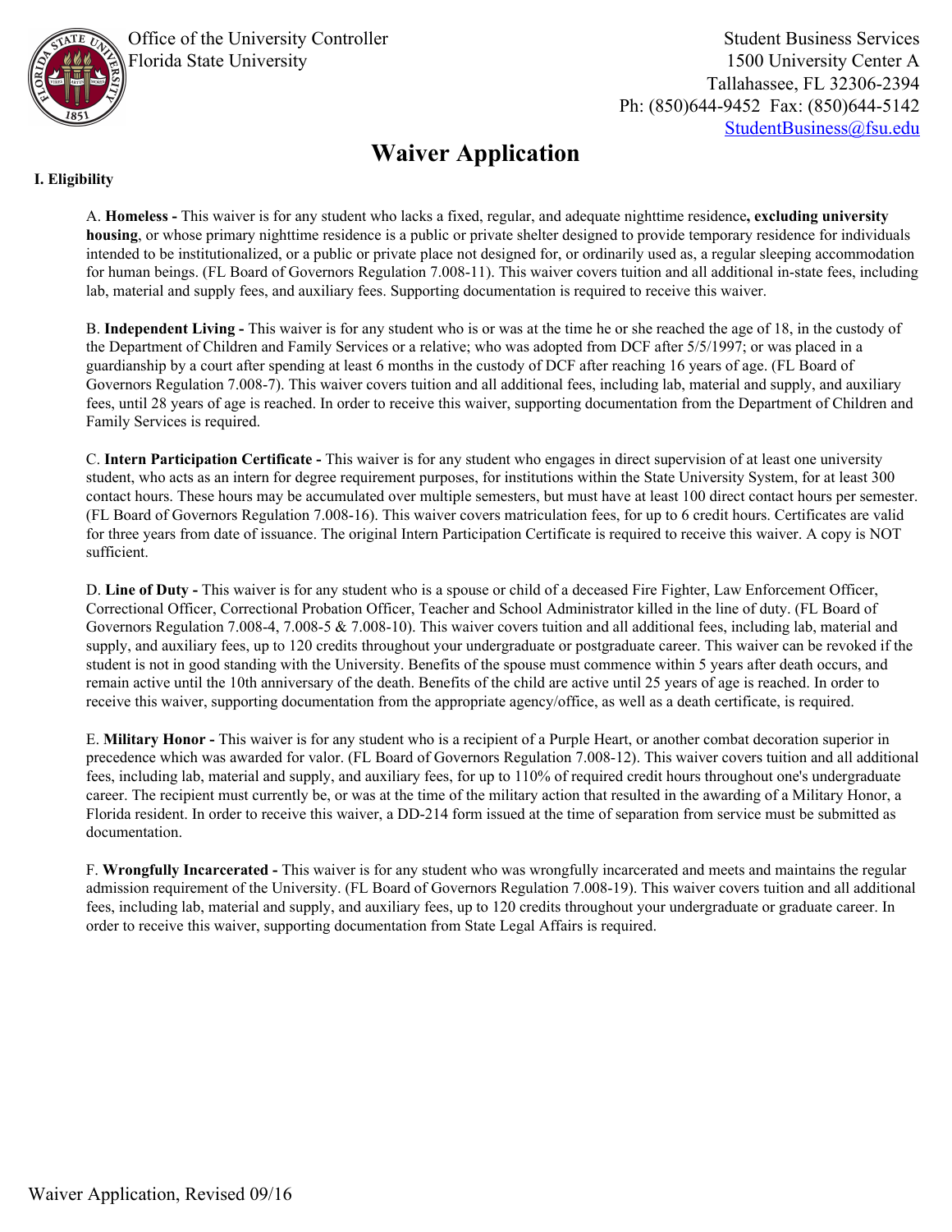Office of the University Controller
Florida State University

Student Business Services
1500 University Center A
Tallahassee, FL 32306-2394
Ph: (850)644-9452 Fax: (850)644-5142
StudentBusiness@fsu.edu

# Waiver Application

## I. Eligibility

A. **Homeless -** This waiver is for any student who lacks a fixed, regular, and adequate nighttime residence**, excluding university housing**, or whose primary nighttime residence is a public or private shelter designed to provide temporary residence for individuals intended to be institutionalized, or a public or private place not designed for, or ordinarily used as, a regular sleeping accommodation for human beings. (FL Board of Governors Regulation 7.008-11). This waiver covers tuition and all additional in-state fees, including lab, material and supply fees, and auxiliary fees. Supporting documentation is required to receive this waiver.

B. **Independent Living -** This waiver is for any student who is or was at the time he or she reached the age of 18, in the custody of the Department of Children and Family Services or a relative; who was adopted from DCF after 5/5/1997; or was placed in a guardianship by a court after spending at least 6 months in the custody of DCF after reaching 16 years of age. (FL Board of Governors Regulation 7.008-7). This waiver covers tuition and all additional fees, including lab, material and supply, and auxiliary fees, until 28 years of age is reached. In order to receive this waiver, supporting documentation from the Department of Children and Family Services is required.

C. **Intern Participation Certificate -** This waiver is for any student who engages in direct supervision of at least one university student, who acts as an intern for degree requirement purposes, for institutions within the State University System, for at least 300 contact hours. These hours may be accumulated over multiple semesters, but must have at least 100 direct contact hours per semester. (FL Board of Governors Regulation 7.008-16). This waiver covers matriculation fees, for up to 6 credit hours. Certificates are valid for three years from date of issuance. The original Intern Participation Certificate is required to receive this waiver. A copy is NOT sufficient.

D. **Line of Duty -** This waiver is for any student who is a spouse or child of a deceased Fire Fighter, Law Enforcement Officer, Correctional Officer, Correctional Probation Officer, Teacher and School Administrator killed in the line of duty. (FL Board of Governors Regulation 7.008-4, 7.008-5 & 7.008-10). This waiver covers tuition and all additional fees, including lab, material and supply, and auxiliary fees, up to 120 credits throughout your undergraduate or postgraduate career. This waiver can be revoked if the student is not in good standing with the University. Benefits of the spouse must commence within 5 years after death occurs, and remain active until the 10th anniversary of the death. Benefits of the child are active until 25 years of age is reached. In order to receive this waiver, supporting documentation from the appropriate agency/office, as well as a death certificate, is required.

E. **Military Honor -** This waiver is for any student who is a recipient of a Purple Heart, or another combat decoration superior in precedence which was awarded for valor. (FL Board of Governors Regulation 7.008-12). This waiver covers tuition and all additional fees, including lab, material and supply, and auxiliary fees, for up to 110% of required credit hours throughout one's undergraduate career. The recipient must currently be, or was at the time of the military action that resulted in the awarding of a Military Honor, a Florida resident. In order to receive this waiver, a DD-214 form issued at the time of separation from service must be submitted as documentation.

F. **Wrongfully Incarcerated -** This waiver is for any student who was wrongfully incarcerated and meets and maintains the regular admission requirement of the University. (FL Board of Governors Regulation 7.008-19). This waiver covers tuition and all additional fees, including lab, material and supply, and auxiliary fees, up to 120 credits throughout your undergraduate or graduate career. In order to receive this waiver, supporting documentation from State Legal Affairs is required.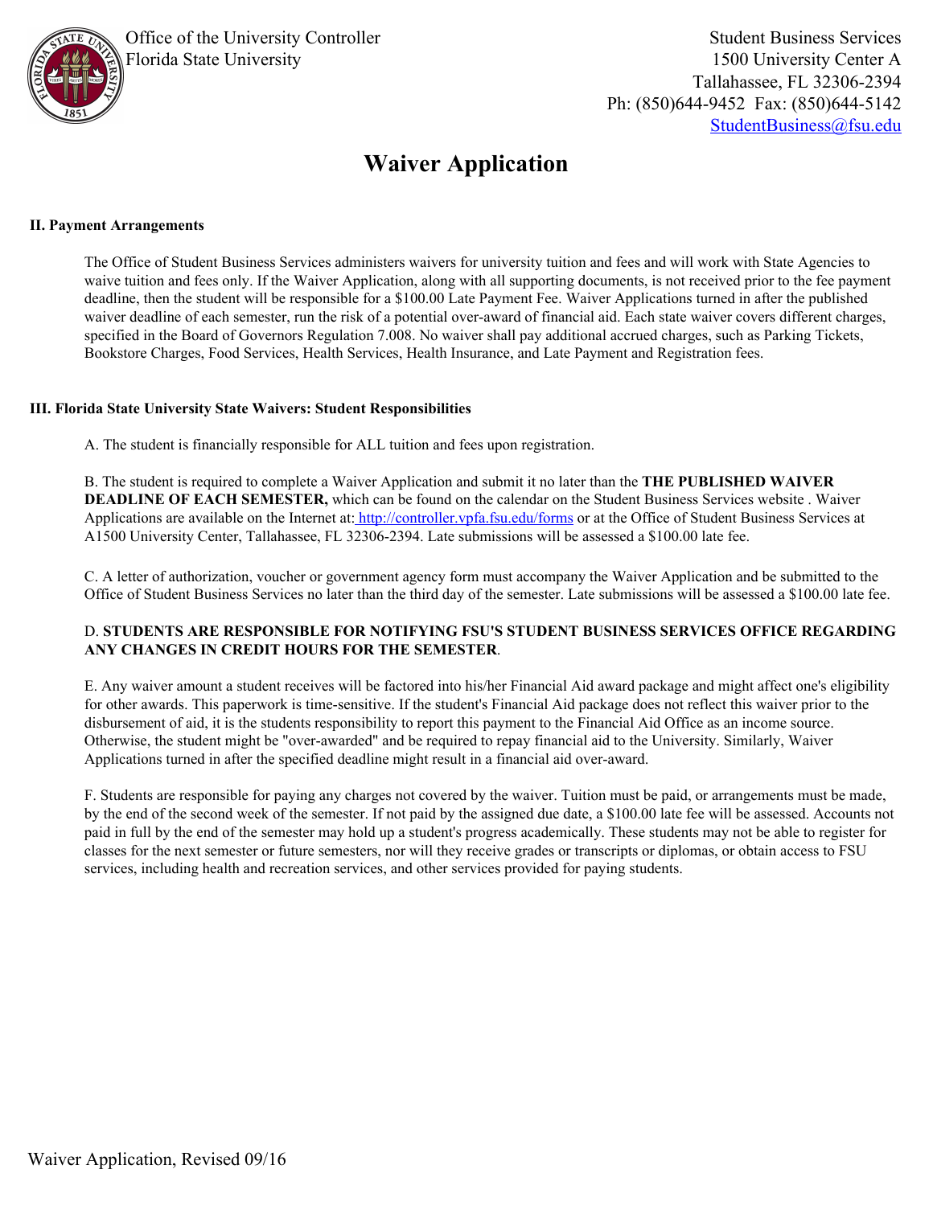Office of the University Controller
Florida State University

Student Business Services
1500 University Center A
Tallahassee, FL 32306-2394
Ph: (850)644-9452 Fax: (850)644-5142
StudentBusiness@fsu.edu

# Waiver Application

### II. Payment Arrangements

The Office of Student Business Services administers waivers for university tuition and fees and will work with State Agencies to waive tuition and fees only. If the Waiver Application, along with all supporting documents, is not received prior to the fee payment deadline, then the student will be responsible for a $100.00 Late Payment Fee. Waiver Applications turned in after the published waiver deadline of each semester, run the risk of a potential over-award of financial aid. Each state waiver covers different charges, specified in the Board of Governors Regulation 7.008. No waiver shall pay additional accrued charges, such as Parking Tickets, Bookstore Charges, Food Services, Health Services, Health Insurance, and Late Payment and Registration fees.

### III. Florida State University State Waivers: Student Responsibilities

A. The student is financially responsible for ALL tuition and fees upon registration.

B. The student is required to complete a Waiver Application and submit it no later than the **THE PUBLISHED WAIVER DEADLINE OF EACH SEMESTER,** which can be found on the calendar on the Student Business Services website . Waiver Applications are available on the Internet at: http://controller.vpfa.fsu.edu/forms or at the Office of Student Business Services at A1500 University Center, Tallahassee, FL 32306-2394. Late submissions will be assessed a $100.00 late fee.

C. A letter of authorization, voucher or government agency form must accompany the Waiver Application and be submitted to the Office of Student Business Services no later than the third day of the semester. Late submissions will be assessed a $100.00 late fee.

D. **STUDENTS ARE RESPONSIBLE FOR NOTIFYING FSU'S STUDENT BUSINESS SERVICES OFFICE REGARDING ANY CHANGES IN CREDIT HOURS FOR THE SEMESTER**.

E. Any waiver amount a student receives will be factored into his/her Financial Aid award package and might affect one's eligibility for other awards. This paperwork is time-sensitive. If the student's Financial Aid package does not reflect this waiver prior to the disbursement of aid, it is the students responsibility to report this payment to the Financial Aid Office as an income source. Otherwise, the student might be "over-awarded" and be required to repay financial aid to the University. Similarly, Waiver Applications turned in after the specified deadline might result in a financial aid over-award.

F. Students are responsible for paying any charges not covered by the waiver. Tuition must be paid, or arrangements must be made, by the end of the second week of the semester. If not paid by the assigned due date, a $100.00 late fee will be assessed. Accounts not paid in full by the end of the semester may hold up a student's progress academically. These students may not be able to register for classes for the next semester or future semesters, nor will they receive grades or transcripts or diplomas, or obtain access to FSU services, including health and recreation services, and other services provided for paying students.

Waiver Application, Revised 09/16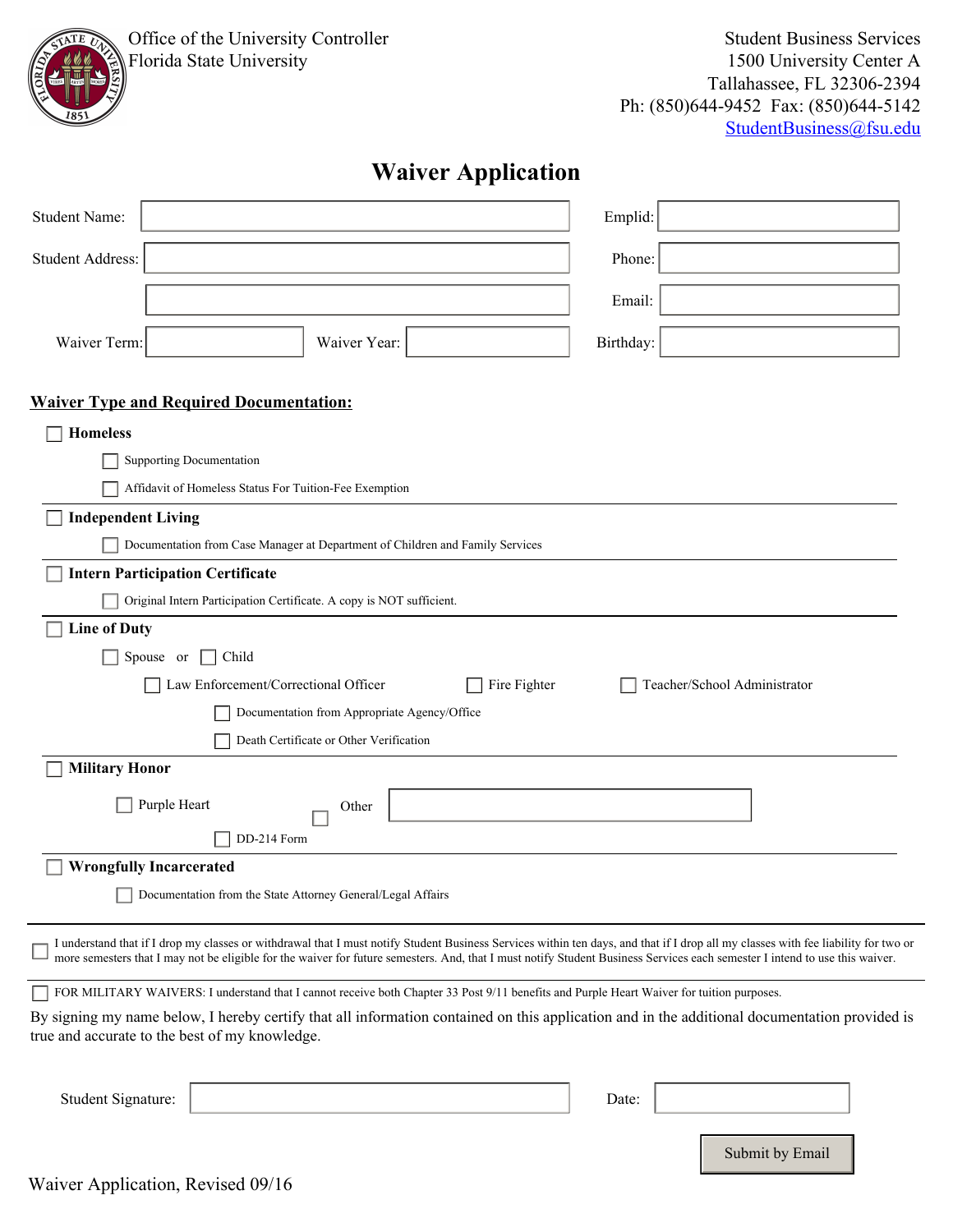Office of the University Controller
Florida State University

Student Business Services
1500 University Center A
Tallahassee, FL 32306-2394
Ph: (850)644-9452 Fax: (850)644-5142
StudentBusiness@fsu.edu

# Waiver Application

Student Name: ____________________ Emplid: ____________________

Student Address: ____________________ Phone: ____________________

____________________ Email: ____________________

Waiver Term: __________ Waiver Year: __________ Birthday: ____________________

## Waiver Type and Required Documentation:

☐ **Homeless**

- ☐ Supporting Documentation
- ☐ Affidavit of Homeless Status For Tuition-Fee Exemption

☐ **Independent Living**

- ☐ Documentation from Case Manager at Department of Children and Family Services

☐ **Intern Participation Certificate**

- ☐ Original Intern Participation Certificate. A copy is NOT sufficient.

☐ **Line of Duty**

- ☐ Spouse or ☐ Child
  - ☐ Law Enforcement/Correctional Officer ☐ Fire Fighter ☐ Teacher/School Administrator
    - ☐ Documentation from Appropriate Agency/Office
    - ☐ Death Certificate or Other Verification

☐ **Military Honor**

- ☐ Purple Heart ☐ Other ____________________
  - ☐ DD-214 Form

☐ **Wrongfully Incarcerated**

- ☐ Documentation from the State Attorney General/Legal Affairs

☐ I understand that if I drop my classes or withdrawal that I must notify Student Business Services within ten days, and that if I drop all my classes with fee liability for two or more semesters that I may not be eligible for the waiver for future semesters. And, that I must notify Student Business Services each semester I intend to use this waiver.

☐ FOR MILITARY WAIVERS: I understand that I cannot receive both Chapter 33 Post 9/11 benefits and Purple Heart Waiver for tuition purposes.

By signing my name below, I hereby certify that all information contained on this application and in the additional documentation provided is true and accurate to the best of my knowledge.

Student Signature: ____________________ Date: __________

Submit by Email

Waiver Application, Revised 09/16